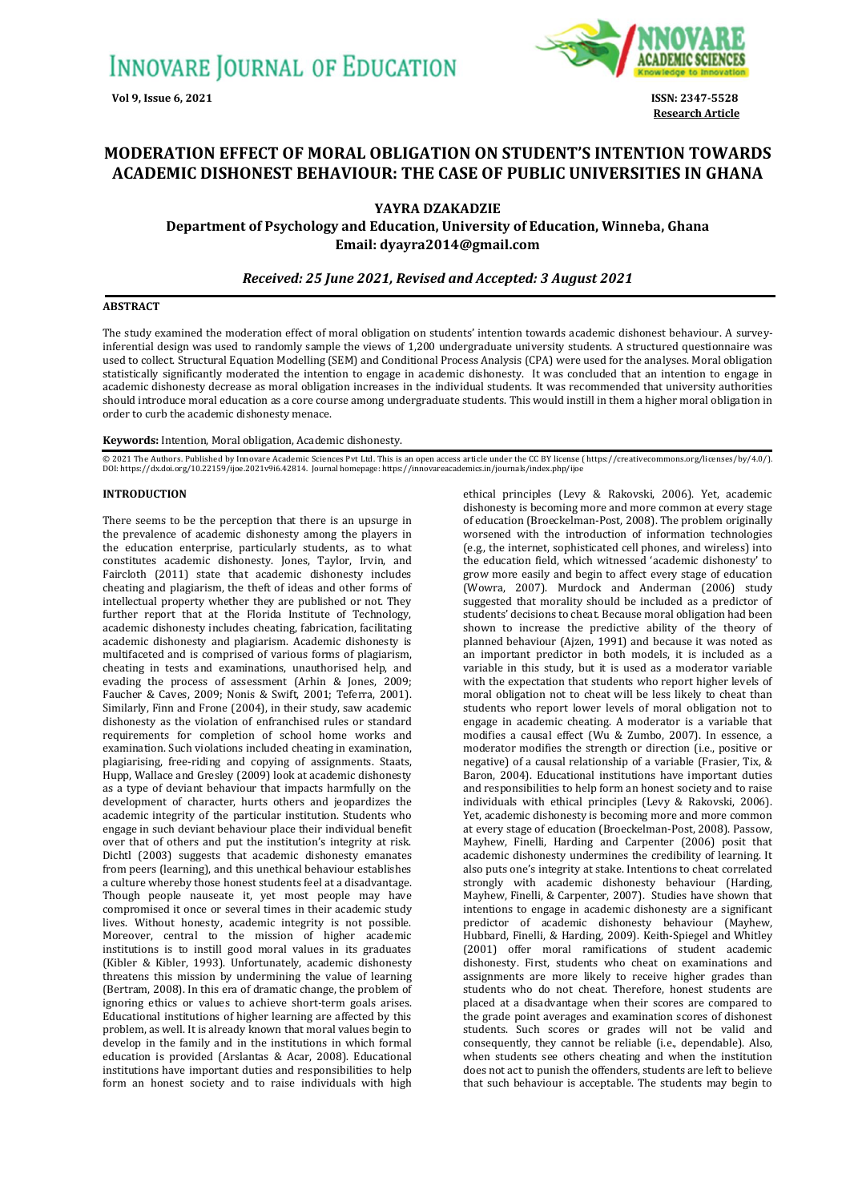# MODERATION EFFECT OF MORAL OBLIGATION ON STUDENT'S INTENTION TOWARDS ACADEMIC DISHONEST BEHAVIOUR: THE CASE OF PUBLIC UNIVERSITIES IN GHANA

**YAYRA DZAKADZIE**

**Department of Psychology and Education, University of Education, Winneba, Ghana**
**Email: dyayra2014@gmail.com**

*Received: 25 June 2021, Revised and Accepted: 3 August 2021*

## ABSTRACT

The study examined the moderation effect of moral obligation on students' intention towards academic dishonest behaviour. A survey-inferential design was used to randomly sample the views of 1,200 undergraduate university students. A structured questionnaire was used to collect. Structural Equation Modelling (SEM) and Conditional Process Analysis (CPA) were used for the analyses. Moral obligation statistically significantly moderated the intention to engage in academic dishonesty. It was concluded that an intention to engage in academic dishonesty decrease as moral obligation increases in the individual students. It was recommended that university authorities should introduce moral education as a core course among undergraduate students. This would instill in them a higher moral obligation in order to curb the academic dishonesty menace.

**Keywords:** Intention, Moral obligation, Academic dishonesty.

© 2021 The Authors. Published by Innovare Academic Sciences Pvt Ltd. This is an open access article under the CC BY license ( https://creativecommons.org/licenses/by/4.0/). DOI: https://dx.doi.org/10.22159/ijoe.2021v9i6.42814. Journal homepage: https://innovareacademics.in/journals/index.php/ijoe

## INTRODUCTION

There seems to be the perception that there is an upsurge in the prevalence of academic dishonesty among the players in the education enterprise, particularly students, as to what constitutes academic dishonesty. Jones, Taylor, Irvin, and Faircloth (2011) state that academic dishonesty includes cheating and plagiarism, the theft of ideas and other forms of intellectual property whether they are published or not. They further report that at the Florida Institute of Technology, academic dishonesty includes cheating, fabrication, facilitating academic dishonesty and plagiarism. Academic dishonesty is multifaceted and is comprised of various forms of plagiarism, cheating in tests and examinations, unauthorised help, and evading the process of assessment (Arhin & Jones, 2009; Faucher & Caves, 2009; Nonis & Swift, 2001; Teferra, 2001). Similarly, Finn and Frone (2004), in their study, saw academic dishonesty as the violation of enfranchised rules or standard requirements for completion of school home works and examination. Such violations included cheating in examination, plagiarising, free-riding and copying of assignments. Staats, Hupp, Wallace and Gresley (2009) look at academic dishonesty as a type of deviant behaviour that impacts harmfully on the development of character, hurts others and jeopardizes the academic integrity of the particular institution. Students who engage in such deviant behaviour place their individual benefit over that of others and put the institution's integrity at risk. Dichtl (2003) suggests that academic dishonesty emanates from peers (learning), and this unethical behaviour establishes a culture whereby those honest students feel at a disadvantage. Though people nauseate it, yet most people may have compromised it once or several times in their academic study lives. Without honesty, academic integrity is not possible. Moreover, central to the mission of higher academic institutions is to instill good moral values in its graduates (Kibler & Kibler, 1993). Unfortunately, academic dishonesty threatens this mission by undermining the value of learning (Bertram, 2008). In this era of dramatic change, the problem of ignoring ethics or values to achieve short-term goals arises. Educational institutions of higher learning are affected by this problem, as well. It is already known that moral values begin to develop in the family and in the institutions in which formal education is provided (Arslantas & Acar, 2008). Educational institutions have important duties and responsibilities to help form an honest society and to raise individuals with high ethical principles (Levy & Rakovski, 2006). Yet, academic dishonesty is becoming more and more common at every stage of education (Broeckelman-Post, 2008). The problem originally worsened with the introduction of information technologies (e.g., the internet, sophisticated cell phones, and wireless) into the education field, which witnessed 'academic dishonesty' to grow more easily and begin to affect every stage of education (Wowra, 2007). Murdock and Anderman (2006) study suggested that morality should be included as a predictor of students' decisions to cheat. Because moral obligation had been shown to increase the predictive ability of the theory of planned behaviour (Ajzen, 1991) and because it was noted as an important predictor in both models, it is included as a variable in this study, but it is used as a moderator variable with the expectation that students who report higher levels of moral obligation not to cheat will be less likely to cheat than students who report lower levels of moral obligation not to engage in academic cheating. A moderator is a variable that modifies a causal effect (Wu & Zumbo, 2007). In essence, a moderator modifies the strength or direction (i.e., positive or negative) of a causal relationship of a variable (Frasier, Tix, & Baron, 2004). Educational institutions have important duties and responsibilities to help form an honest society and to raise individuals with ethical principles (Levy & Rakovski, 2006). Yet, academic dishonesty is becoming more and more common at every stage of education (Broeckelman-Post, 2008). Passow, Mayhew, Finelli, Harding and Carpenter (2006) posit that academic dishonesty undermines the credibility of learning. It also puts one's integrity at stake. Intentions to cheat correlated strongly with academic dishonesty behaviour (Harding, Mayhew, Finelli, & Carpenter, 2007). Studies have shown that intentions to engage in academic dishonesty are a significant predictor of academic dishonesty behaviour (Mayhew, Hubbard, Finelli, & Harding, 2009). Keith-Spiegel and Whitley (2001) offer moral ramifications of student academic dishonesty. First, students who cheat on examinations and assignments are more likely to receive higher grades than students who do not cheat. Therefore, honest students are placed at a disadvantage when their scores are compared to the grade point averages and examination scores of dishonest students. Such scores or grades will not be valid and consequently, they cannot be reliable (i.e., dependable). Also, when students see others cheating and when the institution does not act to punish the offenders, students are left to believe that such behaviour is acceptable. The students may begin to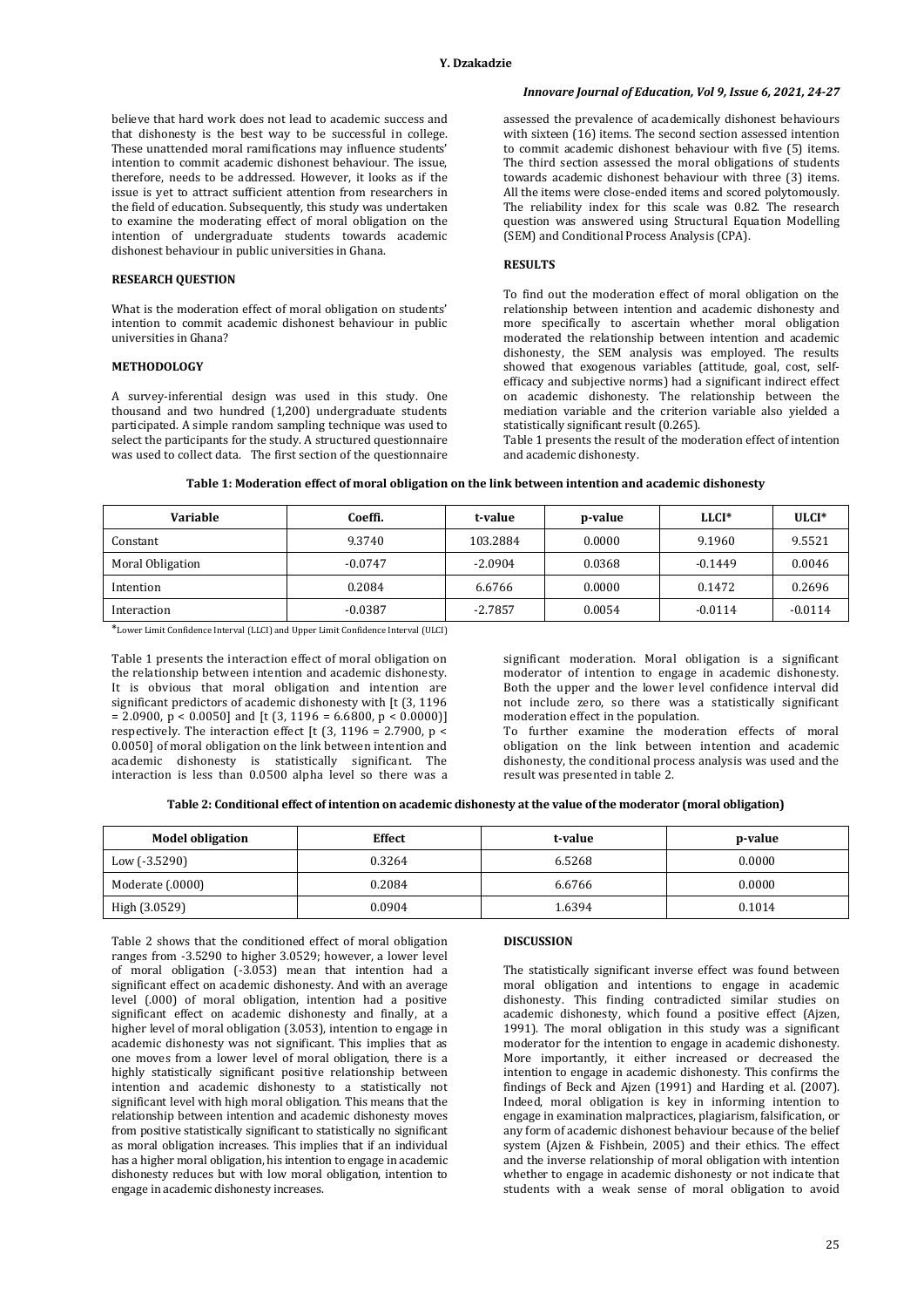believe that hard work does not lead to academic success and that dishonesty is the best way to be successful in college. These unattended moral ramifications may influence students' intention to commit academic dishonest behaviour. The issue, therefore, needs to be addressed. However, it looks as if the issue is yet to attract sufficient attention from researchers in the field of education. Subsequently, this study was undertaken to examine the moderating effect of moral obligation on the intention of undergraduate students towards academic dishonest behaviour in public universities in Ghana.

## RESEARCH QUESTION

What is the moderation effect of moral obligation on students' intention to commit academic dishonest behaviour in public universities in Ghana?

## METHODOLOGY

A survey-inferential design was used in this study. One thousand and two hundred (1,200) undergraduate students participated. A simple random sampling technique was used to select the participants for the study. A structured questionnaire was used to collect data. The first section of the questionnaire assessed the prevalence of academically dishonest behaviours with sixteen (16) items. The second section assessed intention to commit academic dishonest behaviour with five (5) items. The third section assessed the moral obligations of students towards academic dishonest behaviour with three (3) items. All the items were close-ended items and scored polytomously. The reliability index for this scale was 0.82. The research question was answered using Structural Equation Modelling (SEM) and Conditional Process Analysis (CPA).

## RESULTS

To find out the moderation effect of moral obligation on the relationship between intention and academic dishonesty and more specifically to ascertain whether moral obligation moderated the relationship between intention and academic dishonesty, the SEM analysis was employed. The results showed that exogenous variables (attitude, goal, cost, self-efficacy and subjective norms) had a significant indirect effect on academic dishonesty. The relationship between the mediation variable and the criterion variable also yielded a statistically significant result (0.265).

Table 1 presents the result of the moderation effect of intention and academic dishonesty.

**Table 1: Moderation effect of moral obligation on the link between intention and academic dishonesty**

| Variable | Coeffi. | t-value | p-value | LLCI* | ULCI* |
|---|---|---|---|---|---|
| Constant | 9.3740 | 103.2884 | 0.0000 | 9.1960 | 9.5521 |
| Moral Obligation | -0.0747 | -2.0904 | 0.0368 | -0.1449 | 0.0046 |
| Intention | 0.2084 | 6.6766 | 0.0000 | 0.1472 | 0.2696 |
| Interaction | -0.0387 | -2.7857 | 0.0054 | -0.0114 | -0.0114 |

*Lower Limit Confidence Interval (LLCI) and Upper Limit Confidence Interval (ULCI)

Table 1 presents the interaction effect of moral obligation on the relationship between intention and academic dishonesty. It is obvious that moral obligation and intention are significant predictors of academic dishonesty with [t (3, 1196 = 2.0900, p < 0.0050] and [t (3, 1196 = 6.6800, p < 0.0000)] respectively. The interaction effect [t (3, 1196 = 2.7900, p < 0.0050] of moral obligation on the link between intention and academic dishonesty is statistically significant. The interaction is less than 0.0500 alpha level so there was a significant moderation. Moral obligation is a significant moderator of intention to engage in academic dishonesty. Both the upper and the lower level confidence interval did not include zero, so there was a statistically significant moderation effect in the population.

To further examine the moderation effects of moral obligation on the link between intention and academic dishonesty, the conditional process analysis was used and the result was presented in table 2.

**Table 2: Conditional effect of intention on academic dishonesty at the value of the moderator (moral obligation)**

| Model obligation | Effect | t-value | p-value |
|---|---|---|---|
| Low (-3.5290) | 0.3264 | 6.5268 | 0.0000 |
| Moderate (.0000) | 0.2084 | 6.6766 | 0.0000 |
| High (3.0529) | 0.0904 | 1.6394 | 0.1014 |

Table 2 shows that the conditioned effect of moral obligation ranges from -3.5290 to higher 3.0529; however, a lower level of moral obligation (-3.053) mean that intention had a significant effect on academic dishonesty. And with an average level (.000) of moral obligation, intention had a positive significant effect on academic dishonesty and finally, at a higher level of moral obligation (3.053), intention to engage in academic dishonesty was not significant. This implies that as one moves from a lower level of moral obligation, there is a highly statistically significant positive relationship between intention and academic dishonesty to a statistically not significant level with high moral obligation. This means that the relationship between intention and academic dishonesty moves from positive statistically significant to statistically no significant as moral obligation increases. This implies that if an individual has a higher moral obligation, his intention to engage in academic dishonesty reduces but with low moral obligation, intention to engage in academic dishonesty increases.

## DISCUSSION

The statistically significant inverse effect was found between moral obligation and intentions to engage in academic dishonesty. This finding contradicted similar studies on academic dishonesty, which found a positive effect (Ajzen, 1991). The moral obligation in this study was a significant moderator for the intention to engage in academic dishonesty. More importantly, it either increased or decreased the intention to engage in academic dishonesty. This confirms the findings of Beck and Ajzen (1991) and Harding et al. (2007). Indeed, moral obligation is key in informing intention to engage in examination malpractices, plagiarism, falsification, or any form of academic dishonest behaviour because of the belief system (Ajzen & Fishbein, 2005) and their ethics. The effect and the inverse relationship of moral obligation with intention whether to engage in academic dishonesty or not indicate that students with a weak sense of moral obligation to avoid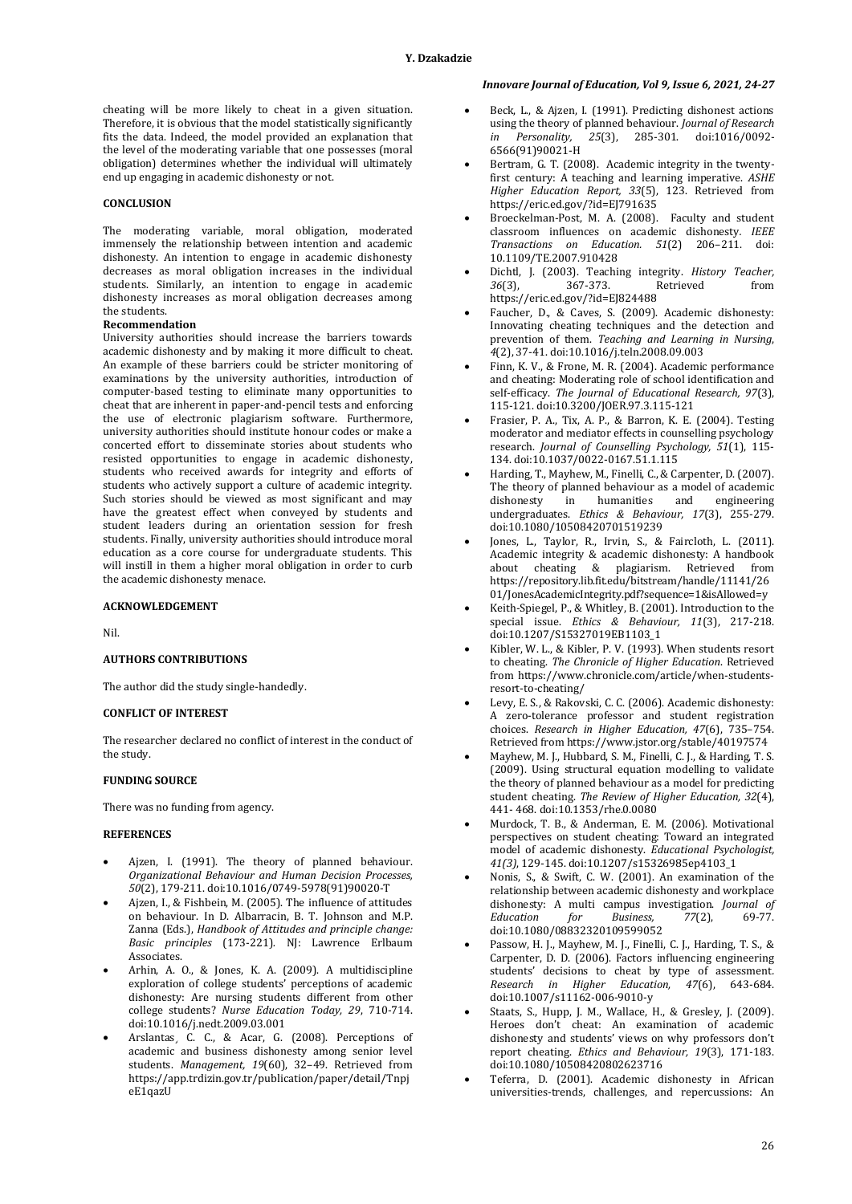cheating will be more likely to cheat in a given situation. Therefore, it is obvious that the model statistically significantly fits the data. Indeed, the model provided an explanation that the level of the moderating variable that one possesses (moral obligation) determines whether the individual will ultimately end up engaging in academic dishonesty or not.

## CONCLUSION

The moderating variable, moral obligation, moderated immensely the relationship between intention and academic dishonesty. An intention to engage in academic dishonesty decreases as moral obligation increases in the individual students. Similarly, an intention to engage in academic dishonesty increases as moral obligation decreases among the students.

### Recommendation

University authorities should increase the barriers towards academic dishonesty and by making it more difficult to cheat. An example of these barriers could be stricter monitoring of examinations by the university authorities, introduction of computer-based testing to eliminate many opportunities to cheat that are inherent in paper-and-pencil tests and enforcing the use of electronic plagiarism software. Furthermore, university authorities should institute honour codes or make a concerted effort to disseminate stories about students who resisted opportunities to engage in academic dishonesty, students who received awards for integrity and efforts of students who actively support a culture of academic integrity. Such stories should be viewed as most significant and may have the greatest effect when conveyed by students and student leaders during an orientation session for fresh students. Finally, university authorities should introduce moral education as a core course for undergraduate students. This will instill in them a higher moral obligation in order to curb the academic dishonesty menace.

## ACKNOWLEDGEMENT

Nil.

## AUTHORS CONTRIBUTIONS

The author did the study single-handedly.

## CONFLICT OF INTEREST

The researcher declared no conflict of interest in the conduct of the study.

## FUNDING SOURCE

There was no funding from agency.

## REFERENCES

- Ajzen, I. (1991). The theory of planned behaviour. *Organizational Behaviour and Human Decision Processes, 50*(2), 179-211. doi:10.1016/0749-5978(91)90020-T
- Ajzen, I., & Fishbein, M. (2005). The influence of attitudes on behaviour. In D. Albarracin, B. T. Johnson and M.P. Zanna (Eds.), *Handbook of Attitudes and principle change: Basic principles* (173-221). NJ: Lawrence Erlbaum Associates.
- Arhin, A. O., & Jones, K. A. (2009). A multidiscipline exploration of college students' perceptions of academic dishonesty: Are nursing students different from other college students? *Nurse Education Today, 29*, 710-714. doi:10.1016/j.nedt.2009.03.001
- Arslantas¸ C. C., & Acar, G. (2008). Perceptions of academic and business dishonesty among senior level students. *Management, 19*(60), 32–49. Retrieved from https://app.trdizin.gov.tr/publication/paper/detail/TnpjeE1qazU
- Beck, L., & Ajzen, I. (1991). Predicting dishonest actions using the theory of planned behaviour. *Journal of Research in Personality, 25*(3), 285-301. doi:1016/0092-6566(91)90021-H
- Bertram, G. T. (2008). Academic integrity in the twenty-first century: A teaching and learning imperative. *ASHE Higher Education Report, 33*(5), 123. Retrieved from https://eric.ed.gov/?id=EJ791635
- Broeckelman-Post, M. A. (2008). Faculty and student classroom influences on academic dishonesty. *IEEE Transactions on Education. 51*(2) 206–211. doi: 10.1109/TE.2007.910428
- Dichtl, J. (2003). Teaching integrity. *History Teacher, 36*(3), 367-373. Retrieved from https://eric.ed.gov/?id=EJ824488
- Faucher, D., & Caves, S. (2009). Academic dishonesty: Innovating cheating techniques and the detection and prevention of them. *Teaching and Learning in Nursing, 4*(2), 37-41. doi:10.1016/j.teln.2008.09.003
- Finn, K. V., & Frone, M. R. (2004). Academic performance and cheating: Moderating role of school identification and self-efficacy. *The Journal of Educational Research, 97*(3), 115-121. doi:10.3200/JOER.97.3.115-121
- Frasier, P. A., Tix, A. P., & Barron, K. E. (2004). Testing moderator and mediator effects in counselling psychology research. *Journal of Counselling Psychology, 51*(1), 115-134. doi:10.1037/0022-0167.51.1.115
- Harding, T., Mayhew, M., Finelli, C., & Carpenter, D. (2007). The theory of planned behaviour as a model of academic dishonesty in humanities and engineering undergraduates. *Ethics & Behaviour, 17*(3), 255-279. doi:10.1080/10508420701519239
- Jones, L., Taylor, R., Irvin, S., & Faircloth, L. (2011). Academic integrity & academic dishonesty: A handbook about cheating & plagiarism. Retrieved from https://repository.lib.fit.edu/bitstream/handle/11141/2601/JonesAcademicIntegrity.pdf?sequence=1&isAllowed=y
- Keith-Spiegel, P., & Whitley, B. (2001). Introduction to the special issue. *Ethics & Behaviour, 11*(3), 217-218. doi:10.1207/S15327019EB1103_1
- Kibler, W. L., & Kibler, P. V. (1993). When students resort to cheating. *The Chronicle of Higher Education*. Retrieved from https://www.chronicle.com/article/when-students-resort-to-cheating/
- Levy, E. S., & Rakovski, C. C. (2006). Academic dishonesty: A zero-tolerance professor and student registration choices. *Research in Higher Education, 47*(6), 735–754. Retrieved from https://www.jstor.org/stable/40197574
- Mayhew, M. J., Hubbard, S. M., Finelli, C. J., & Harding, T. S. (2009). Using structural equation modelling to validate the theory of planned behaviour as a model for predicting student cheating. *The Review of Higher Education, 32*(4), 441- 468. doi:10.1353/rhe.0.0080
- Murdock, T. B., & Anderman, E. M. (2006). Motivational perspectives on student cheating: Toward an integrated model of academic dishonesty. *Educational Psychologist, 41(3)*, 129-145. doi:10.1207/s15326985ep4103_1
- Nonis, S., & Swift, C. W. (2001). An examination of the relationship between academic dishonesty and workplace dishonesty: A multi campus investigation. *Journal of Education for Business, 77*(2), 69-77. doi:10.1080/08832320109599052
- Passow, H. J., Mayhew, M. J., Finelli, C. J., Harding, T. S., & Carpenter, D. D. (2006). Factors influencing engineering students' decisions to cheat by type of assessment. *Research in Higher Education, 47*(6), 643-684. doi:10.1007/s11162-006-9010-y
- Staats, S., Hupp, J. M., Wallace, H., & Gresley, J. (2009). Heroes don't cheat: An examination of academic dishonesty and students' views on why professors don't report cheating. *Ethics and Behaviour, 19*(3), 171-183. doi:10.1080/10508420802623716
- Teferra, D. (2001). Academic dishonesty in African universities-trends, challenges, and repercussions: An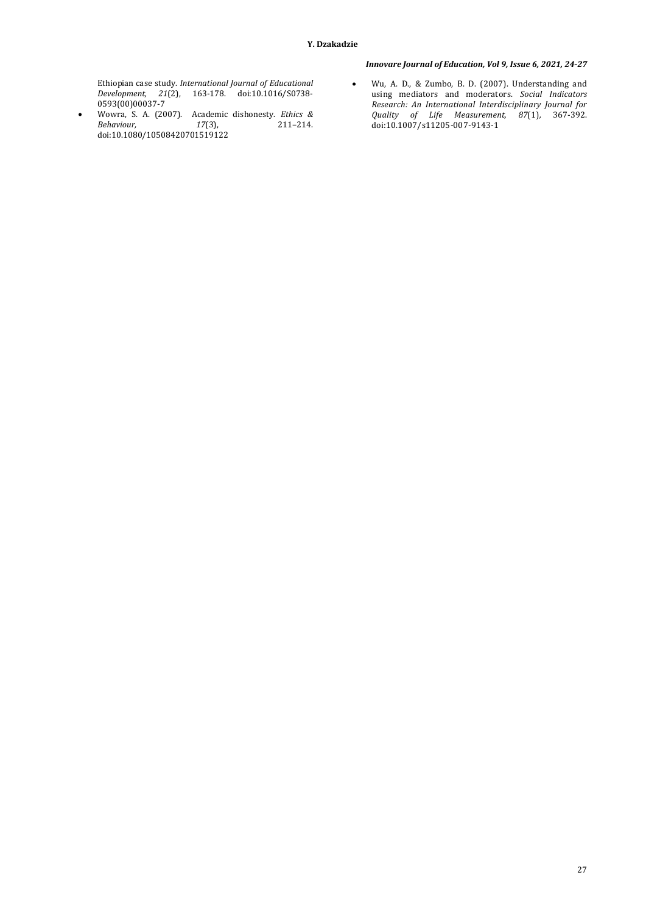Ethiopian case study. *International Journal of Educational Development, 21*(2), 163-178. doi:10.1016/S0738-0593(00)00037-7

- Wowra, S. A. (2007). Academic dishonesty. *Ethics & Behaviour, 17*(3), 211–214. doi:10.1080/10508420701519122
- Wu, A. D., & Zumbo, B. D. (2007). Understanding and using mediators and moderators. *Social Indicators Research: An International Interdisciplinary Journal for Quality of Life Measurement, 87*(1), 367-392. doi:10.1007/s11205-007-9143-1